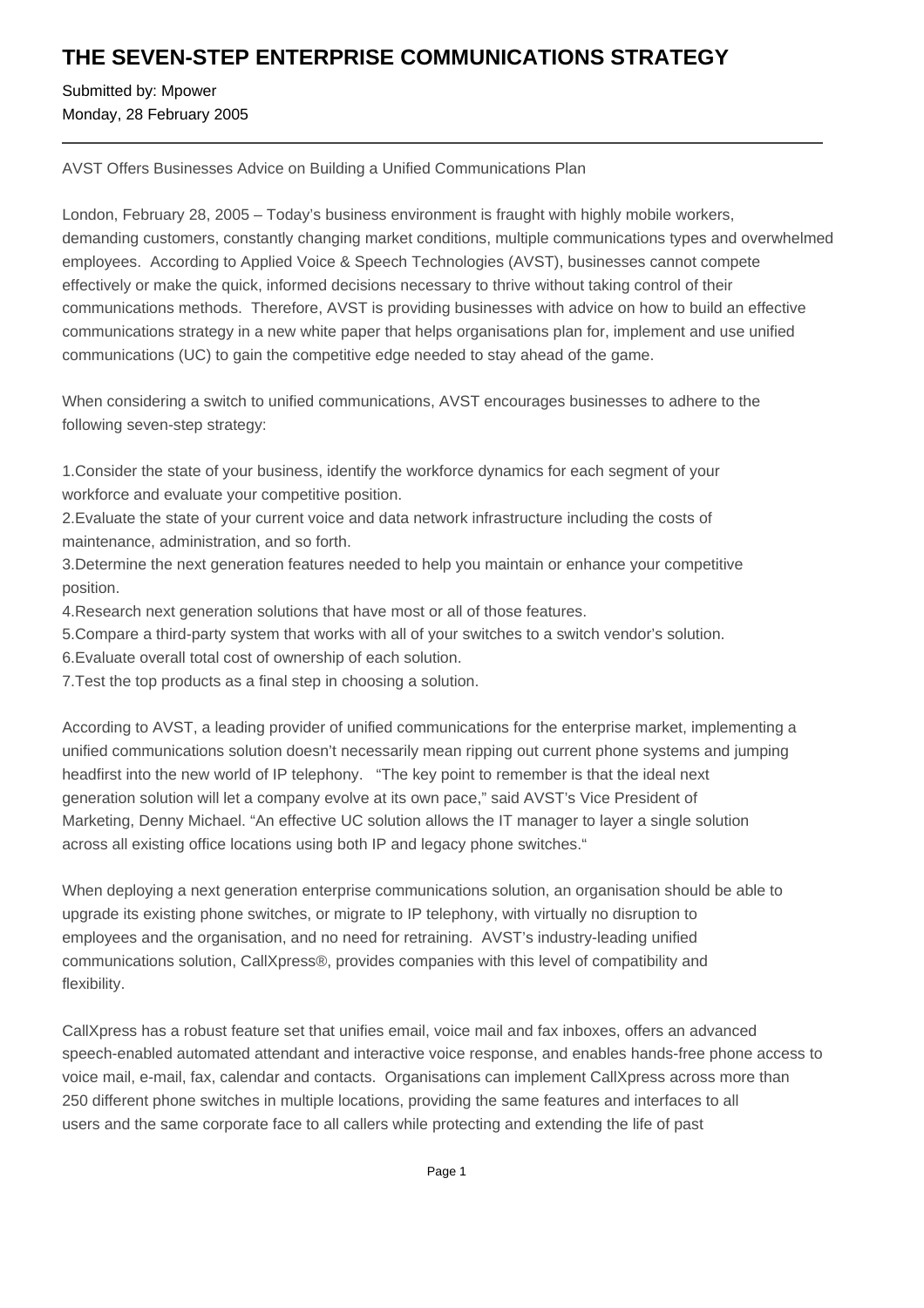# THE SEVEN-STEP ENTERPRISE COMMUNICATIONS STRATEGY

Submitted by: Mpower
Monday, 28 February 2005

---

AVST Offers Businesses Advice on Building a Unified Communications Plan

London, February 28, 2005 – Today's business environment is fraught with highly mobile workers, demanding customers, constantly changing market conditions, multiple communications types and overwhelmed employees. According to Applied Voice & Speech Technologies (AVST), businesses cannot compete effectively or make the quick, informed decisions necessary to thrive without taking control of their communications methods. Therefore, AVST is providing businesses with advice on how to build an effective communications strategy in a new white paper that helps organisations plan for, implement and use unified communications (UC) to gain the competitive edge needed to stay ahead of the game.

When considering a switch to unified communications, AVST encourages businesses to adhere to the following seven-step strategy:

1. Consider the state of your business, identify the workforce dynamics for each segment of your workforce and evaluate your competitive position.
2. Evaluate the state of your current voice and data network infrastructure including the costs of maintenance, administration, and so forth.
3. Determine the next generation features needed to help you maintain or enhance your competitive position.
4. Research next generation solutions that have most or all of those features.
5. Compare a third-party system that works with all of your switches to a switch vendor's solution.
6. Evaluate overall total cost of ownership of each solution.
7. Test the top products as a final step in choosing a solution.

According to AVST, a leading provider of unified communications for the enterprise market, implementing a unified communications solution doesn't necessarily mean ripping out current phone systems and jumping headfirst into the new world of IP telephony. "The key point to remember is that the ideal next generation solution will let a company evolve at its own pace," said AVST's Vice President of Marketing, Denny Michael. "An effective UC solution allows the IT manager to layer a single solution across all existing office locations using both IP and legacy phone switches."

When deploying a next generation enterprise communications solution, an organisation should be able to upgrade its existing phone switches, or migrate to IP telephony, with virtually no disruption to employees and the organisation, and no need for retraining. AVST's industry-leading unified communications solution, CallXpress®, provides companies with this level of compatibility and flexibility.

CallXpress has a robust feature set that unifies email, voice mail and fax inboxes, offers an advanced speech-enabled automated attendant and interactive voice response, and enables hands-free phone access to voice mail, e-mail, fax, calendar and contacts. Organisations can implement CallXpress across more than 250 different phone switches in multiple locations, providing the same features and interfaces to all users and the same corporate face to all callers while protecting and extending the life of past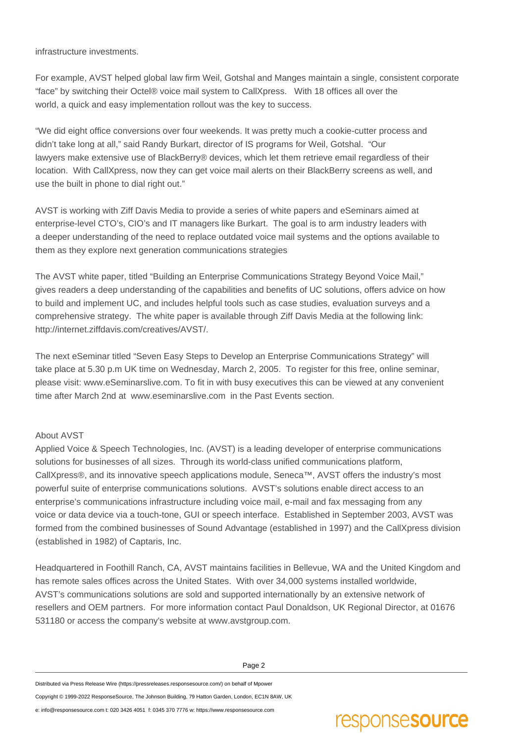infrastructure investments.

For example, AVST helped global law firm Weil, Gotshal and Manges maintain a single, consistent corporate "face" by switching their Octel® voice mail system to CallXpress. With 18 offices all over the world, a quick and easy implementation rollout was the key to success.

"We did eight office conversions over four weekends. It was pretty much a cookie-cutter process and didn't take long at all," said Randy Burkart, director of IS programs for Weil, Gotshal. "Our lawyers make extensive use of BlackBerry® devices, which let them retrieve email regardless of their location. With CallXpress, now they can get voice mail alerts on their BlackBerry screens as well, and use the built in phone to dial right out."

AVST is working with Ziff Davis Media to provide a series of white papers and eSeminars aimed at enterprise-level CTO's, CIO's and IT managers like Burkart. The goal is to arm industry leaders with a deeper understanding of the need to replace outdated voice mail systems and the options available to them as they explore next generation communications strategies

The AVST white paper, titled "Building an Enterprise Communications Strategy Beyond Voice Mail," gives readers a deep understanding of the capabilities and benefits of UC solutions, offers advice on how to build and implement UC, and includes helpful tools such as case studies, evaluation surveys and a comprehensive strategy. The white paper is available through Ziff Davis Media at the following link: http://internet.ziffdavis.com/creatives/AVST/.

The next eSeminar titled "Seven Easy Steps to Develop an Enterprise Communications Strategy" will take place at 5.30 p.m UK time on Wednesday, March 2, 2005. To register for this free, online seminar, please visit: www.eSeminarslive.com. To fit in with busy executives this can be viewed at any convenient time after March 2nd at www.eseminarslive.com in the Past Events section.

About AVST

Applied Voice & Speech Technologies, Inc. (AVST) is a leading developer of enterprise communications solutions for businesses of all sizes. Through its world-class unified communications platform, CallXpress®, and its innovative speech applications module, Seneca™, AVST offers the industry's most powerful suite of enterprise communications solutions. AVST's solutions enable direct access to an enterprise's communications infrastructure including voice mail, e-mail and fax messaging from any voice or data device via a touch-tone, GUI or speech interface. Established in September 2003, AVST was formed from the combined businesses of Sound Advantage (established in 1997) and the CallXpress division (established in 1982) of Captaris, Inc.

Headquartered in Foothill Ranch, CA, AVST maintains facilities in Bellevue, WA and the United Kingdom and has remote sales offices across the United States. With over 34,000 systems installed worldwide, AVST's communications solutions are sold and supported internationally by an extensive network of resellers and OEM partners. For more information contact Paul Donaldson, UK Regional Director, at 01676 531180 or access the company's website at www.avstgroup.com.